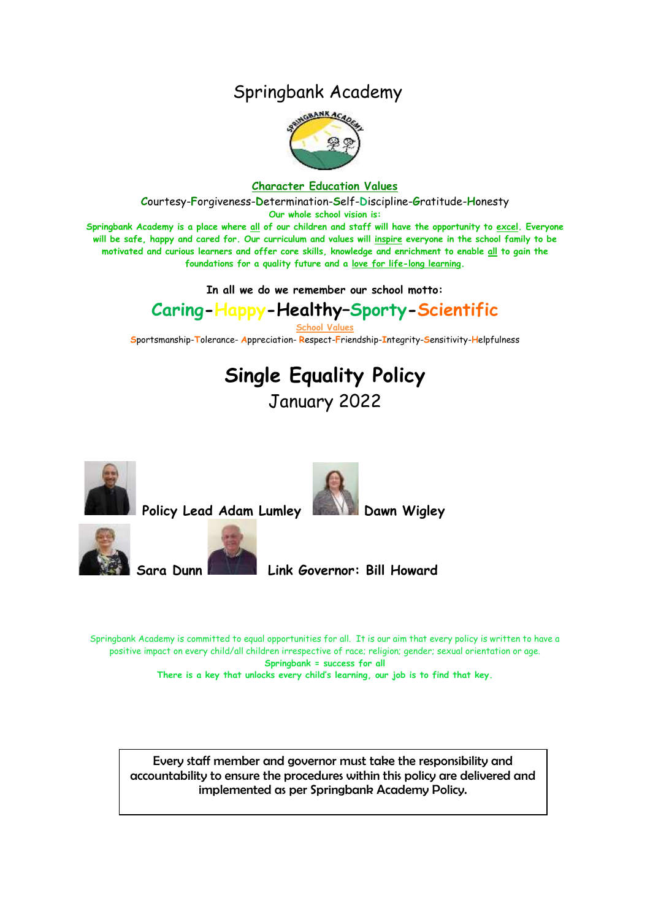# Springbank Academy

**Character Education Values**

Courtesy-Forgiveness-Determination-Self-Discipline-Gratitude-Honesty

**Our whole school vision is:**

**Springbank Academy is a place where all of our children and staff will have the opportunity to excel. Everyone will be safe, happy and cared for. Our curriculum and values will inspire everyone in the school family to be motivated and curious learners and offer core skills, knowledge and enrichment to enable all to gain the foundations for a quality future and a love for life-long learning.**

**In all we do we remember our school motto:**

## Caring-Happy-Healthy–Sporty-Scientific

School Values

Sportsmanship-Tolerance- Appreciation- Respect-Friendship-Integrity-Sensitivity-Helpfulness

# Single Equality Policy

January 2022

**Policy Lead Adam Lumley** **Dawn Wigley**

**Sara Dunn** **Link Governor: Bill Howard**

Springbank Academy is committed to equal opportunities for all. It is our aim that every policy is written to have a positive impact on every child/all children irrespective of race; religion; gender; sexual orientation or age.

**Springbank = success for all**

**There is a key that unlocks every child's learning, our job is to find that key.**

Every staff member and governor must take the responsibility and accountability to ensure the procedures within this policy are delivered and implemented as per Springbank Academy Policy.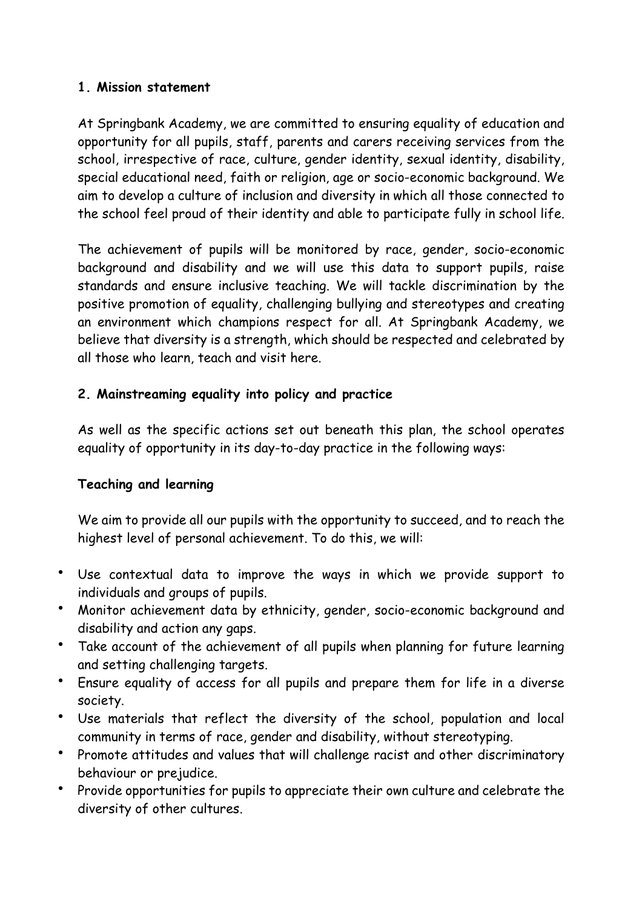## 1. Mission statement

At Springbank Academy, we are committed to ensuring equality of education and opportunity for all pupils, staff, parents and carers receiving services from the school, irrespective of race, culture, gender identity, sexual identity, disability, special educational need, faith or religion, age or socio-economic background. We aim to develop a culture of inclusion and diversity in which all those connected to the school feel proud of their identity and able to participate fully in school life.

The achievement of pupils will be monitored by race, gender, socio-economic background and disability and we will use this data to support pupils, raise standards and ensure inclusive teaching. We will tackle discrimination by the positive promotion of equality, challenging bullying and stereotypes and creating an environment which champions respect for all. At Springbank Academy, we believe that diversity is a strength, which should be respected and celebrated by all those who learn, teach and visit here.

## 2. Mainstreaming equality into policy and practice

As well as the specific actions set out beneath this plan, the school operates equality of opportunity in its day-to-day practice in the following ways:

### Teaching and learning

We aim to provide all our pupils with the opportunity to succeed, and to reach the highest level of personal achievement. To do this, we will:

- Use contextual data to improve the ways in which we provide support to individuals and groups of pupils.
- Monitor achievement data by ethnicity, gender, socio-economic background and disability and action any gaps.
- Take account of the achievement of all pupils when planning for future learning and setting challenging targets.
- Ensure equality of access for all pupils and prepare them for life in a diverse society.
- Use materials that reflect the diversity of the school, population and local community in terms of race, gender and disability, without stereotyping.
- Promote attitudes and values that will challenge racist and other discriminatory behaviour or prejudice.
- Provide opportunities for pupils to appreciate their own culture and celebrate the diversity of other cultures.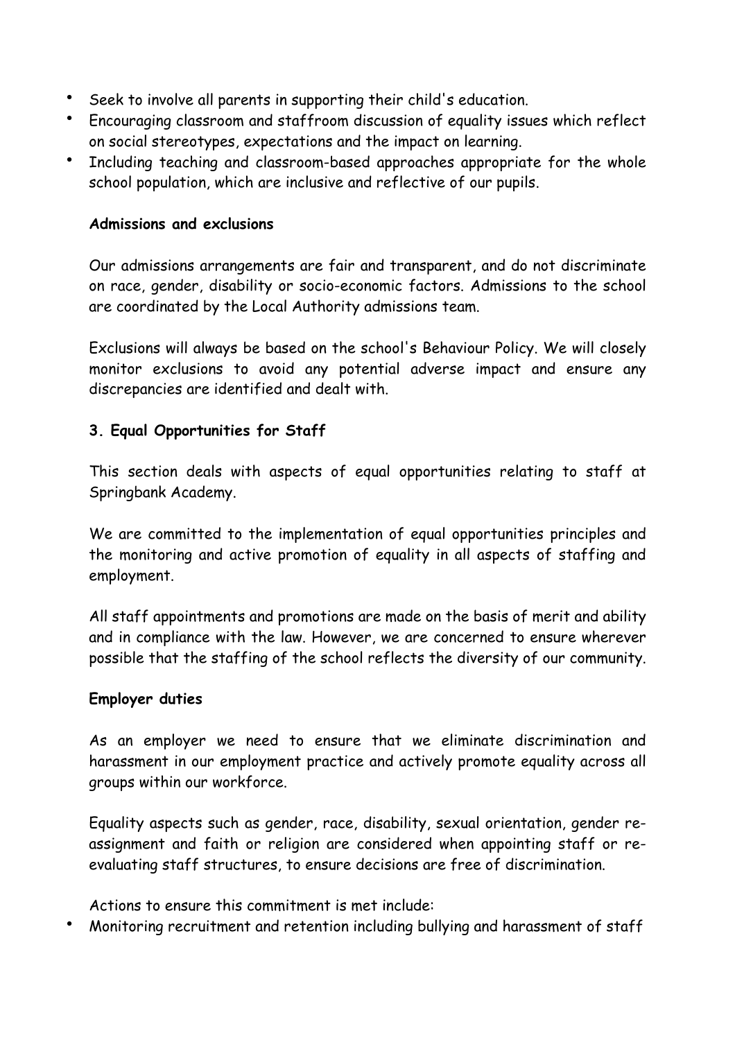- Seek to involve all parents in supporting their child's education.
- Encouraging classroom and staffroom discussion of equality issues which reflect on social stereotypes, expectations and the impact on learning.
- Including teaching and classroom-based approaches appropriate for the whole school population, which are inclusive and reflective of our pupils.

**Admissions and exclusions**

Our admissions arrangements are fair and transparent, and do not discriminate on race, gender, disability or socio-economic factors. Admissions to the school are coordinated by the Local Authority admissions team.

Exclusions will always be based on the school's Behaviour Policy. We will closely monitor exclusions to avoid any potential adverse impact and ensure any discrepancies are identified and dealt with.

## 3. Equal Opportunities for Staff

This section deals with aspects of equal opportunities relating to staff at Springbank Academy.

We are committed to the implementation of equal opportunities principles and the monitoring and active promotion of equality in all aspects of staffing and employment.

All staff appointments and promotions are made on the basis of merit and ability and in compliance with the law. However, we are concerned to ensure wherever possible that the staffing of the school reflects the diversity of our community.

**Employer duties**

As an employer we need to ensure that we eliminate discrimination and harassment in our employment practice and actively promote equality across all groups within our workforce.

Equality aspects such as gender, race, disability, sexual orientation, gender re-assignment and faith or religion are considered when appointing staff or re-evaluating staff structures, to ensure decisions are free of discrimination.

Actions to ensure this commitment is met include:

- Monitoring recruitment and retention including bullying and harassment of staff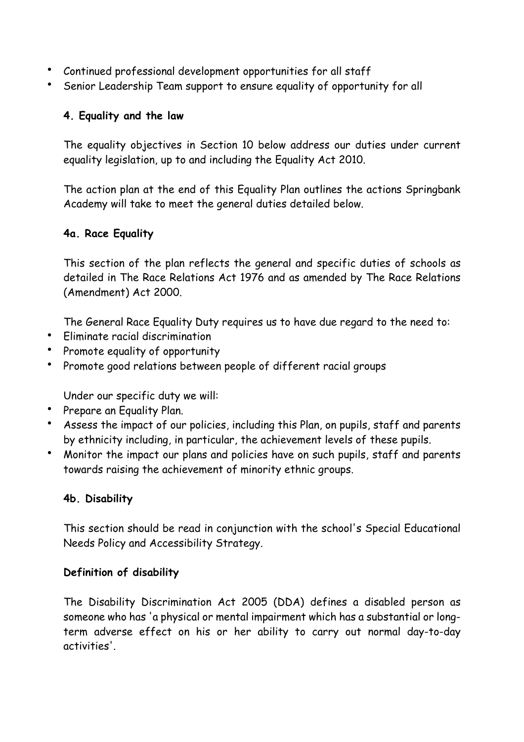- Continued professional development opportunities for all staff
- Senior Leadership Team support to ensure equality of opportunity for all

### 4. Equality and the law

The equality objectives in Section 10 below address our duties under current equality legislation, up to and including the Equality Act 2010.

The action plan at the end of this Equality Plan outlines the actions Springbank Academy will take to meet the general duties detailed below.

### 4a. Race Equality

This section of the plan reflects the general and specific duties of schools as detailed in The Race Relations Act 1976 and as amended by The Race Relations (Amendment) Act 2000.

The General Race Equality Duty requires us to have due regard to the need to:

- Eliminate racial discrimination
- Promote equality of opportunity
- Promote good relations between people of different racial groups

Under our specific duty we will:

- Prepare an Equality Plan.
- Assess the impact of our policies, including this Plan, on pupils, staff and parents by ethnicity including, in particular, the achievement levels of these pupils.
- Monitor the impact our plans and policies have on such pupils, staff and parents towards raising the achievement of minority ethnic groups.

### 4b. Disability

This section should be read in conjunction with the school's Special Educational Needs Policy and Accessibility Strategy.

#### Definition of disability

The Disability Discrimination Act 2005 (DDA) defines a disabled person as someone who has 'a physical or mental impairment which has a substantial or long-term adverse effect on his or her ability to carry out normal day-to-day activities'.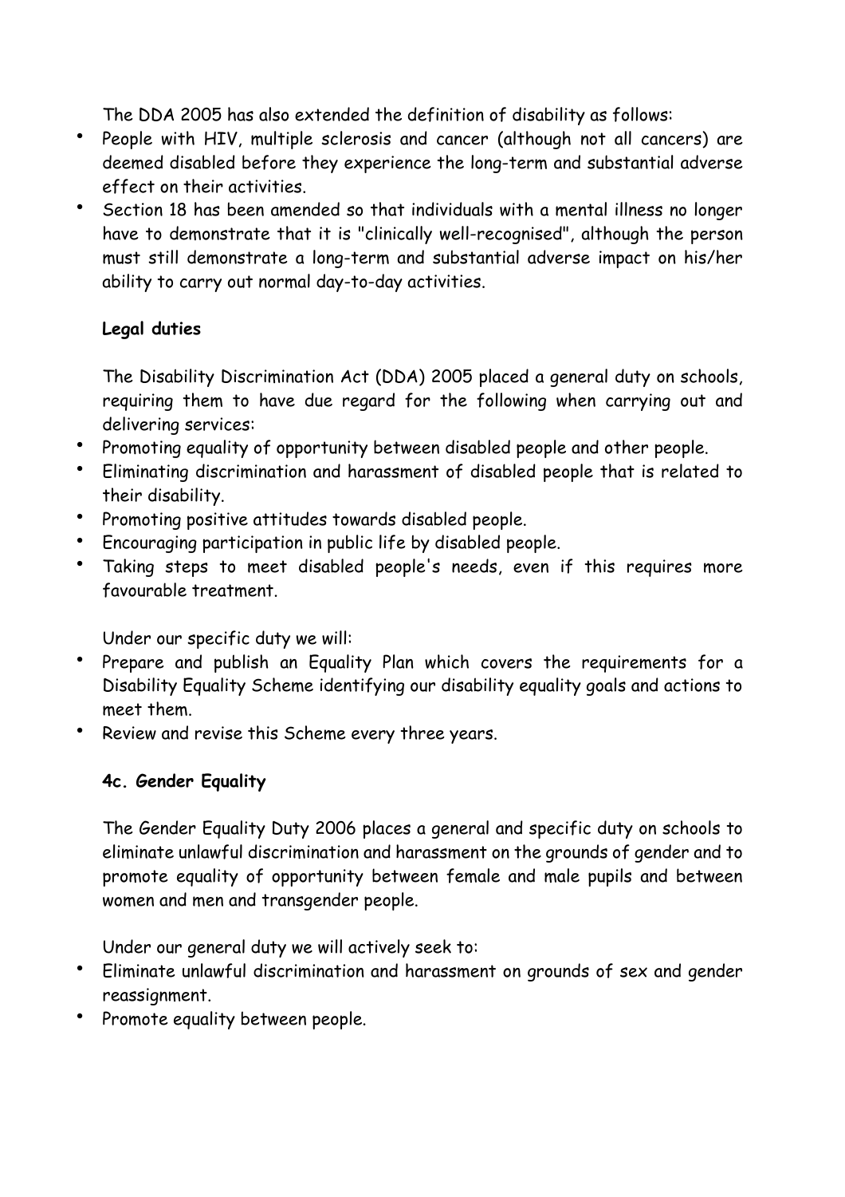The DDA 2005 has also extended the definition of disability as follows:

- People with HIV, multiple sclerosis and cancer (although not all cancers) are deemed disabled before they experience the long-term and substantial adverse effect on their activities.
- Section 18 has been amended so that individuals with a mental illness no longer have to demonstrate that it is "clinically well-recognised", although the person must still demonstrate a long-term and substantial adverse impact on his/her ability to carry out normal day-to-day activities.

**Legal duties**

The Disability Discrimination Act (DDA) 2005 placed a general duty on schools, requiring them to have due regard for the following when carrying out and delivering services:

- Promoting equality of opportunity between disabled people and other people.
- Eliminating discrimination and harassment of disabled people that is related to their disability.
- Promoting positive attitudes towards disabled people.
- Encouraging participation in public life by disabled people.
- Taking steps to meet disabled people's needs, even if this requires more favourable treatment.

Under our specific duty we will:

- Prepare and publish an Equality Plan which covers the requirements for a Disability Equality Scheme identifying our disability equality goals and actions to meet them.
- Review and revise this Scheme every three years.

### 4c. Gender Equality

The Gender Equality Duty 2006 places a general and specific duty on schools to eliminate unlawful discrimination and harassment on the grounds of gender and to promote equality of opportunity between female and male pupils and between women and men and transgender people.

Under our general duty we will actively seek to:

- Eliminate unlawful discrimination and harassment on grounds of sex and gender reassignment.
- Promote equality between people.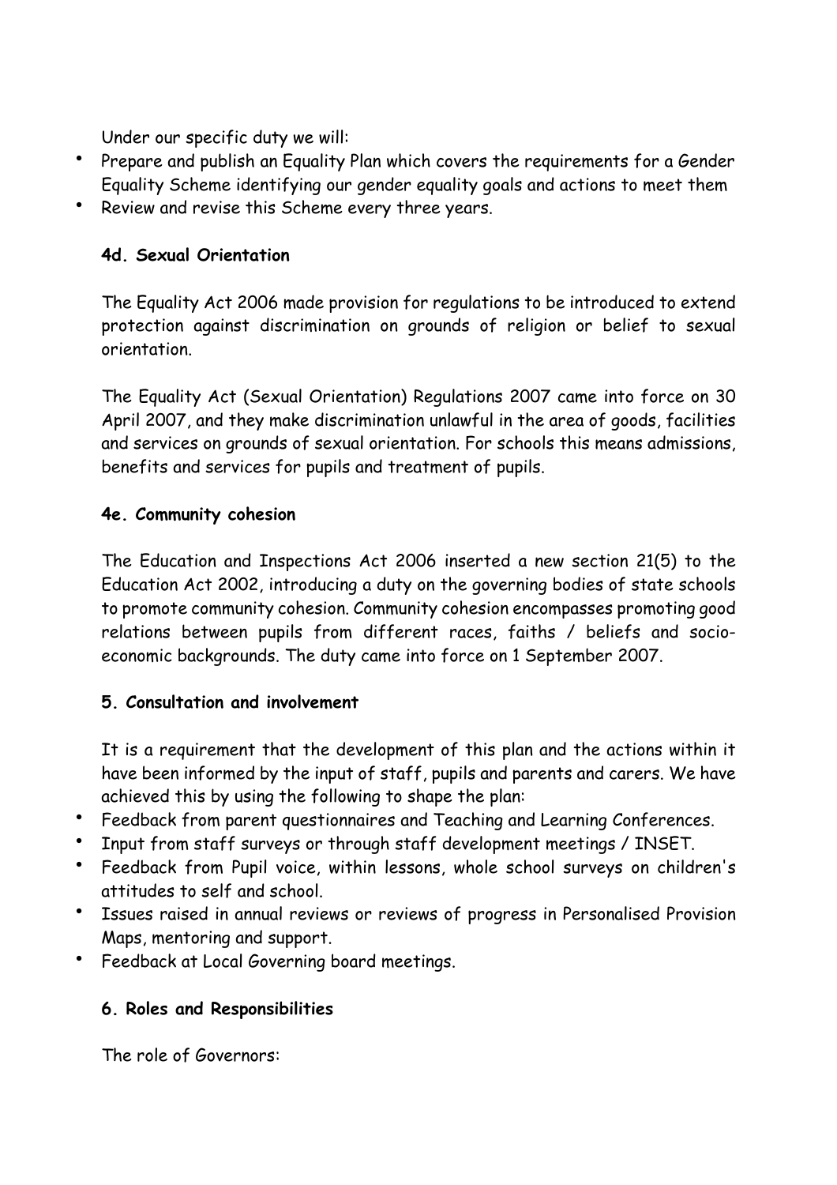Under our specific duty we will:

- Prepare and publish an Equality Plan which covers the requirements for a Gender Equality Scheme identifying our gender equality goals and actions to meet them
- Review and revise this Scheme every three years.

**4d. Sexual Orientation**

The Equality Act 2006 made provision for regulations to be introduced to extend protection against discrimination on grounds of religion or belief to sexual orientation.

The Equality Act (Sexual Orientation) Regulations 2007 came into force on 30 April 2007, and they make discrimination unlawful in the area of goods, facilities and services on grounds of sexual orientation. For schools this means admissions, benefits and services for pupils and treatment of pupils.

**4e. Community cohesion**

The Education and Inspections Act 2006 inserted a new section 21(5) to the Education Act 2002, introducing a duty on the governing bodies of state schools to promote community cohesion. Community cohesion encompasses promoting good relations between pupils from different races, faiths / beliefs and socio-economic backgrounds. The duty came into force on 1 September 2007.

**5. Consultation and involvement**

It is a requirement that the development of this plan and the actions within it have been informed by the input of staff, pupils and parents and carers. We have achieved this by using the following to shape the plan:

- Feedback from parent questionnaires and Teaching and Learning Conferences.
- Input from staff surveys or through staff development meetings / INSET.
- Feedback from Pupil voice, within lessons, whole school surveys on children's attitudes to self and school.
- Issues raised in annual reviews or reviews of progress in Personalised Provision Maps, mentoring and support.
- Feedback at Local Governing board meetings.

**6. Roles and Responsibilities**

The role of Governors: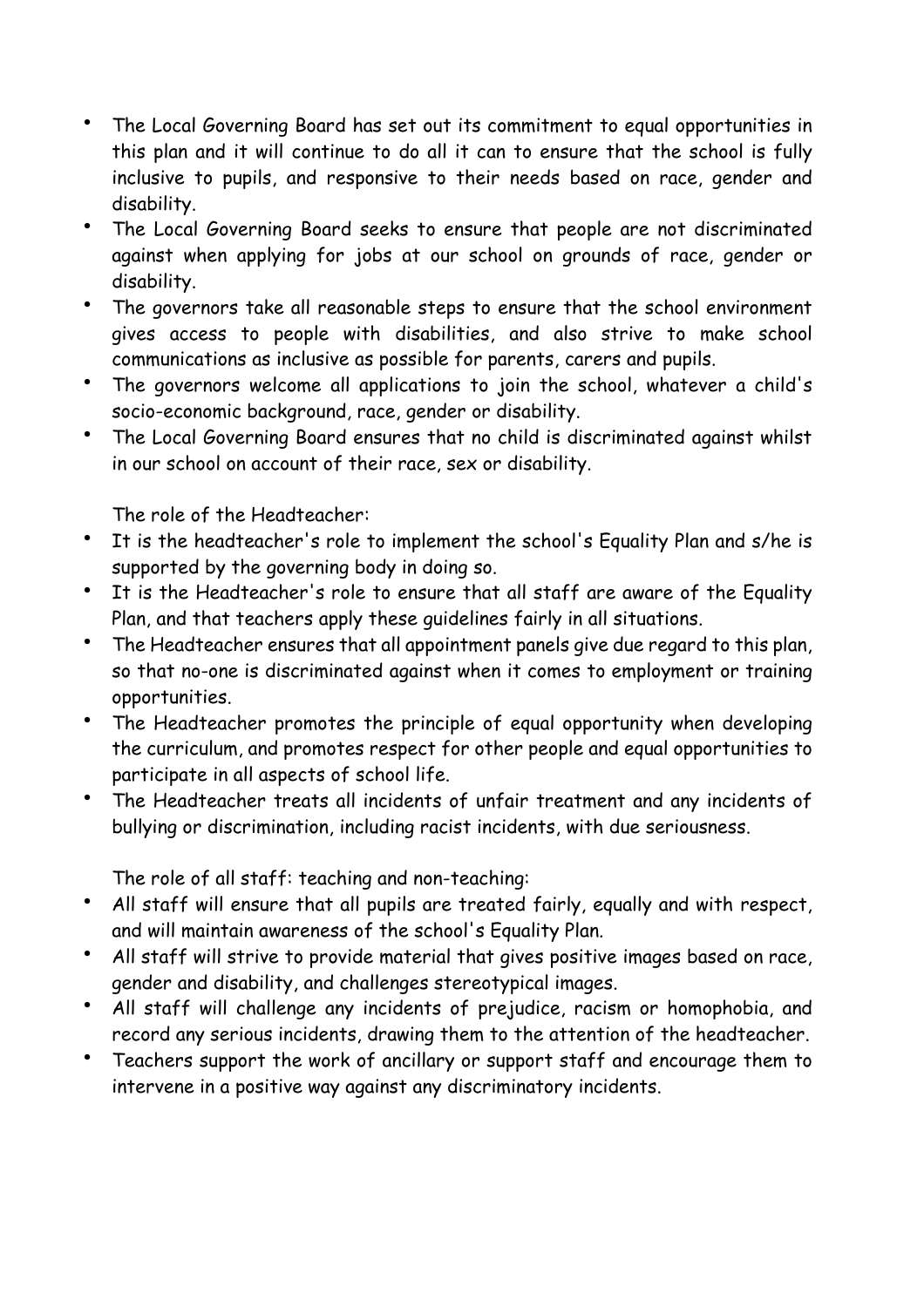- The Local Governing Board has set out its commitment to equal opportunities in this plan and it will continue to do all it can to ensure that the school is fully inclusive to pupils, and responsive to their needs based on race, gender and disability.
- The Local Governing Board seeks to ensure that people are not discriminated against when applying for jobs at our school on grounds of race, gender or disability.
- The governors take all reasonable steps to ensure that the school environment gives access to people with disabilities, and also strive to make school communications as inclusive as possible for parents, carers and pupils.
- The governors welcome all applications to join the school, whatever a child's socio-economic background, race, gender or disability.
- The Local Governing Board ensures that no child is discriminated against whilst in our school on account of their race, sex or disability.

The role of the Headteacher:

- It is the headteacher's role to implement the school's Equality Plan and s/he is supported by the governing body in doing so.
- It is the Headteacher's role to ensure that all staff are aware of the Equality Plan, and that teachers apply these guidelines fairly in all situations.
- The Headteacher ensures that all appointment panels give due regard to this plan, so that no-one is discriminated against when it comes to employment or training opportunities.
- The Headteacher promotes the principle of equal opportunity when developing the curriculum, and promotes respect for other people and equal opportunities to participate in all aspects of school life.
- The Headteacher treats all incidents of unfair treatment and any incidents of bullying or discrimination, including racist incidents, with due seriousness.

The role of all staff: teaching and non-teaching:

- All staff will ensure that all pupils are treated fairly, equally and with respect, and will maintain awareness of the school's Equality Plan.
- All staff will strive to provide material that gives positive images based on race, gender and disability, and challenges stereotypical images.
- All staff will challenge any incidents of prejudice, racism or homophobia, and record any serious incidents, drawing them to the attention of the headteacher.
- Teachers support the work of ancillary or support staff and encourage them to intervene in a positive way against any discriminatory incidents.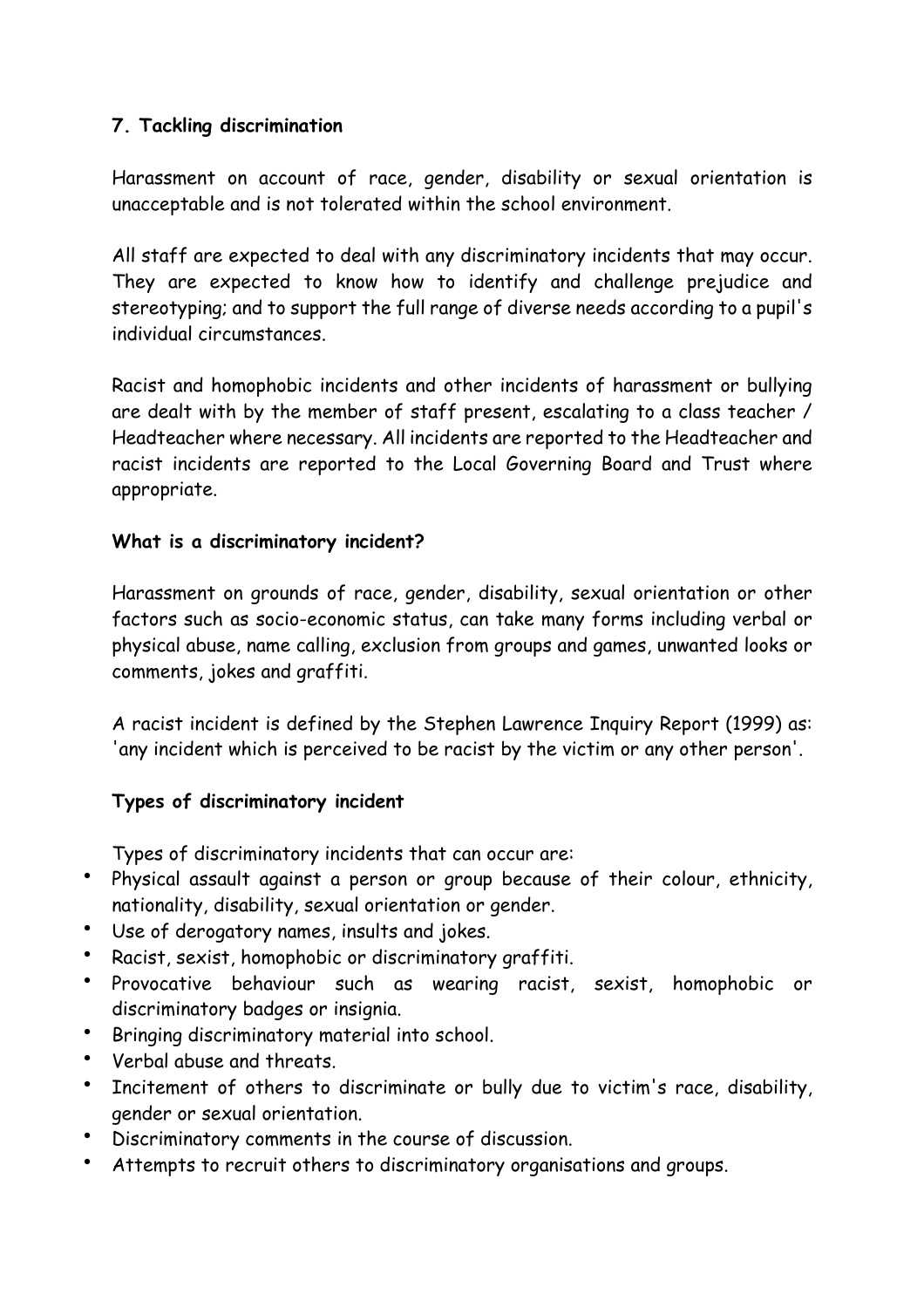## 7. Tackling discrimination

Harassment on account of race, gender, disability or sexual orientation is unacceptable and is not tolerated within the school environment.

All staff are expected to deal with any discriminatory incidents that may occur. They are expected to know how to identify and challenge prejudice and stereotyping; and to support the full range of diverse needs according to a pupil's individual circumstances.

Racist and homophobic incidents and other incidents of harassment or bullying are dealt with by the member of staff present, escalating to a class teacher / Headteacher where necessary. All incidents are reported to the Headteacher and racist incidents are reported to the Local Governing Board and Trust where appropriate.

### What is a discriminatory incident?

Harassment on grounds of race, gender, disability, sexual orientation or other factors such as socio-economic status, can take many forms including verbal or physical abuse, name calling, exclusion from groups and games, unwanted looks or comments, jokes and graffiti.

A racist incident is defined by the Stephen Lawrence Inquiry Report (1999) as: 'any incident which is perceived to be racist by the victim or any other person'.

### Types of discriminatory incident

Types of discriminatory incidents that can occur are:

- Physical assault against a person or group because of their colour, ethnicity, nationality, disability, sexual orientation or gender.
- Use of derogatory names, insults and jokes.
- Racist, sexist, homophobic or discriminatory graffiti.
- Provocative behaviour such as wearing racist, sexist, homophobic or discriminatory badges or insignia.
- Bringing discriminatory material into school.
- Verbal abuse and threats.
- Incitement of others to discriminate or bully due to victim's race, disability, gender or sexual orientation.
- Discriminatory comments in the course of discussion.
- Attempts to recruit others to discriminatory organisations and groups.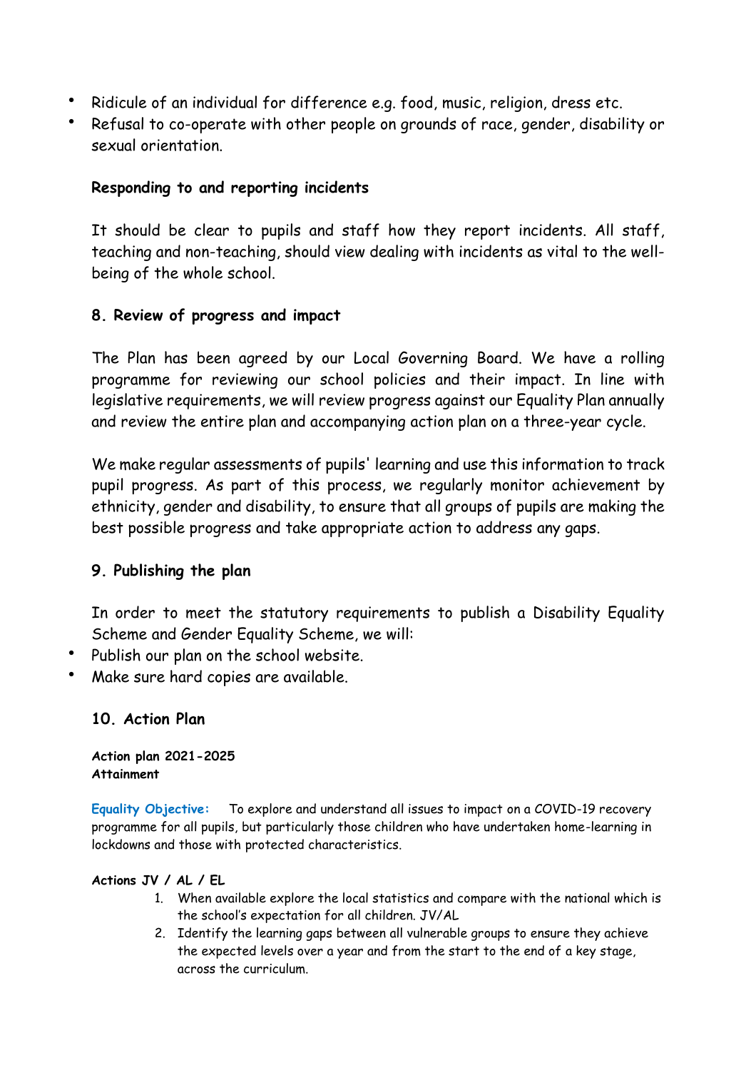- Ridicule of an individual for difference e.g. food, music, religion, dress etc.
- Refusal to co-operate with other people on grounds of race, gender, disability or sexual orientation.

**Responding to and reporting incidents**

It should be clear to pupils and staff how they report incidents. All staff, teaching and non-teaching, should view dealing with incidents as vital to the well-being of the whole school.

## 8. Review of progress and impact

The Plan has been agreed by our Local Governing Board. We have a rolling programme for reviewing our school policies and their impact. In line with legislative requirements, we will review progress against our Equality Plan annually and review the entire plan and accompanying action plan on a three-year cycle.

We make regular assessments of pupils' learning and use this information to track pupil progress. As part of this process, we regularly monitor achievement by ethnicity, gender and disability, to ensure that all groups of pupils are making the best possible progress and take appropriate action to address any gaps.

## 9. Publishing the plan

In order to meet the statutory requirements to publish a Disability Equality Scheme and Gender Equality Scheme, we will:

- Publish our plan on the school website.
- Make sure hard copies are available.

## 10. Action Plan

**Action plan 2021-2025**
**Attainment**

**Equality Objective:** To explore and understand all issues to impact on a COVID-19 recovery programme for all pupils, but particularly those children who have undertaken home-learning in lockdowns and those with protected characteristics.

**Actions JV / AL / EL**

1. When available explore the local statistics and compare with the national which is the school's expectation for all children. JV/AL
2. Identify the learning gaps between all vulnerable groups to ensure they achieve the expected levels over a year and from the start to the end of a key stage, across the curriculum.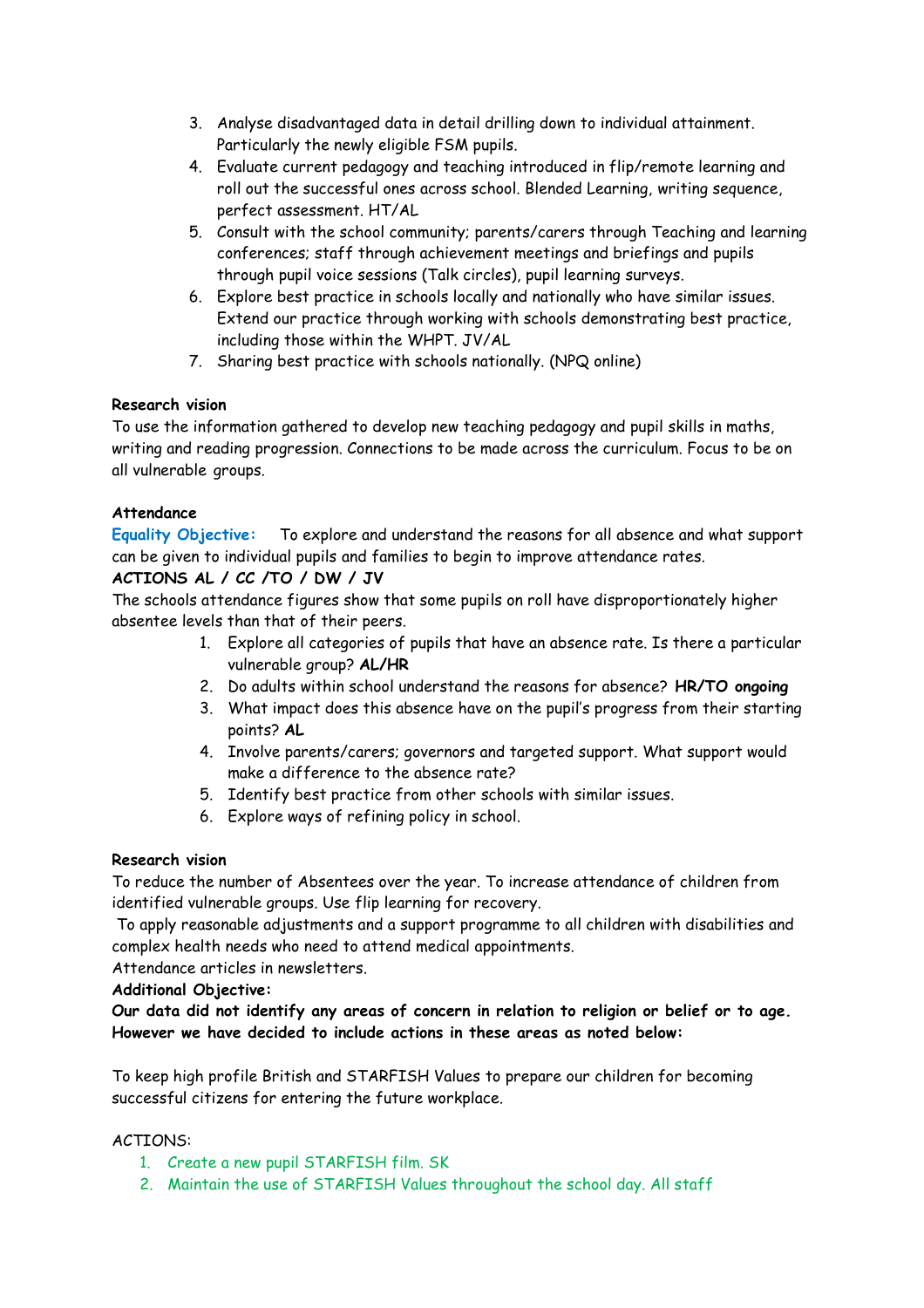3. Analyse disadvantaged data in detail drilling down to individual attainment. Particularly the newly eligible FSM pupils.
4. Evaluate current pedagogy and teaching introduced in flip/remote learning and roll out the successful ones across school. Blended Learning, writing sequence, perfect assessment. HT/AL
5. Consult with the school community; parents/carers through Teaching and learning conferences; staff through achievement meetings and briefings and pupils through pupil voice sessions (Talk circles), pupil learning surveys.
6. Explore best practice in schools locally and nationally who have similar issues. Extend our practice through working with schools demonstrating best practice, including those within the WHPT. JV/AL
7. Sharing best practice with schools nationally. (NPQ online)

**Research vision**

To use the information gathered to develop new teaching pedagogy and pupil skills in maths, writing and reading progression. Connections to be made across the curriculum. Focus to be on all vulnerable groups.

**Attendance**

**Equality Objective:** To explore and understand the reasons for all absence and what support can be given to individual pupils and families to begin to improve attendance rates.

**ACTIONS AL / CC /TO / DW / JV**

The schools attendance figures show that some pupils on roll have disproportionately higher absentee levels than that of their peers.

1. Explore all categories of pupils that have an absence rate. Is there a particular vulnerable group? **AL/HR**
2. Do adults within school understand the reasons for absence? **HR/TO ongoing**
3. What impact does this absence have on the pupil's progress from their starting points? **AL**
4. Involve parents/carers; governors and targeted support. What support would make a difference to the absence rate?
5. Identify best practice from other schools with similar issues.
6. Explore ways of refining policy in school.

**Research vision**

To reduce the number of Absentees over the year. To increase attendance of children from identified vulnerable groups. Use flip learning for recovery.

To apply reasonable adjustments and a support programme to all children with disabilities and complex health needs who need to attend medical appointments.

Attendance articles in newsletters.

**Additional Objective:**

**Our data did not identify any areas of concern in relation to religion or belief or to age. However we have decided to include actions in these areas as noted below:**

To keep high profile British and STARFISH Values to prepare our children for becoming successful citizens for entering the future workplace.

ACTIONS:

1. Create a new pupil STARFISH film. SK
2. Maintain the use of STARFISH Values throughout the school day. All staff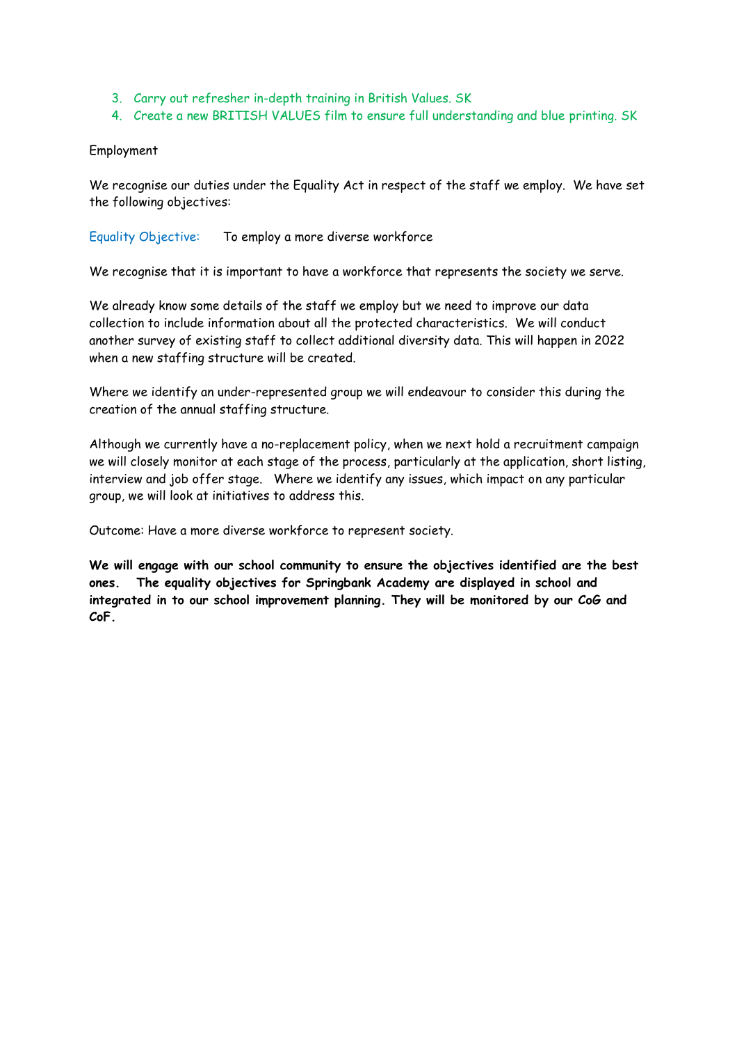3. Carry out refresher in-depth training in British Values. SK
4. Create a new BRITISH VALUES film to ensure full understanding and blue printing. SK

Employment

We recognise our duties under the Equality Act in respect of the staff we employ. We have set the following objectives:

Equality Objective: To employ a more diverse workforce

We recognise that it is important to have a workforce that represents the society we serve.

We already know some details of the staff we employ but we need to improve our data collection to include information about all the protected characteristics. We will conduct another survey of existing staff to collect additional diversity data. This will happen in 2022 when a new staffing structure will be created.

Where we identify an under-represented group we will endeavour to consider this during the creation of the annual staffing structure.

Although we currently have a no-replacement policy, when we next hold a recruitment campaign we will closely monitor at each stage of the process, particularly at the application, short listing, interview and job offer stage. Where we identify any issues, which impact on any particular group, we will look at initiatives to address this.

Outcome: Have a more diverse workforce to represent society.

**We will engage with our school community to ensure the objectives identified are the best ones. The equality objectives for Springbank Academy are displayed in school and integrated in to our school improvement planning. They will be monitored by our CoG and CoF.**